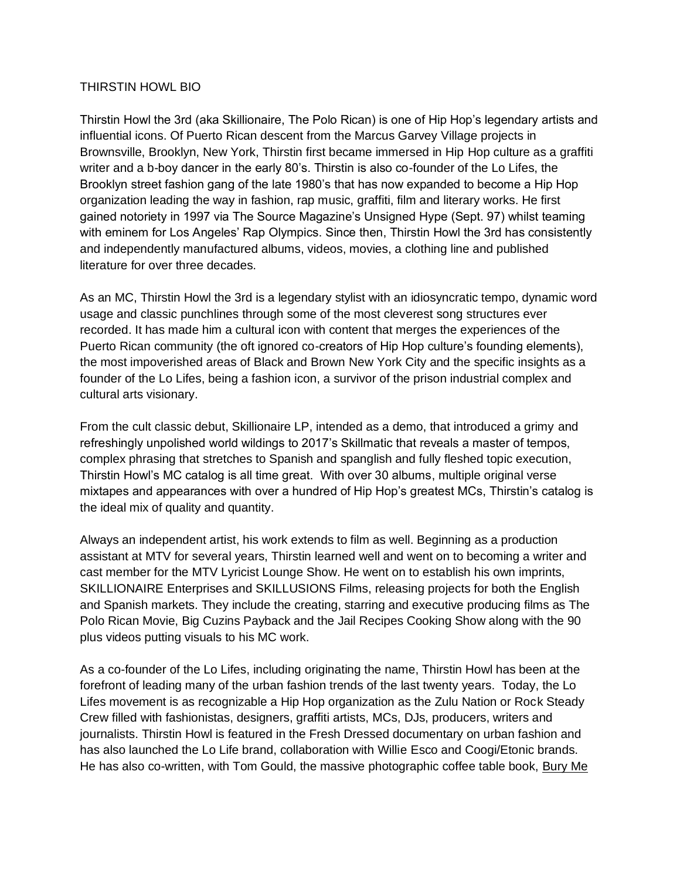# THIRSTIN HOWL BIO

Thirstin Howl the 3rd (aka Skillionaire, The Polo Rican) is one of Hip Hop's legendary artists and influential icons. Of Puerto Rican descent from the Marcus Garvey Village projects in Brownsville, Brooklyn, New York, Thirstin first became immersed in Hip Hop culture as a graffiti writer and a b-boy dancer in the early 80's. Thirstin is also co-founder of the Lo Lifes, the Brooklyn street fashion gang of the late 1980's that has now expanded to become a Hip Hop organization leading the way in fashion, rap music, graffiti, film and literary works. He first gained notoriety in 1997 via The Source Magazine's Unsigned Hype (Sept. 97) whilst teaming with eminem for Los Angeles' Rap Olympics. Since then, Thirstin Howl the 3rd has consistently and independently manufactured albums, videos, movies, a clothing line and published literature for over three decades.

As an MC, Thirstin Howl the 3rd is a legendary stylist with an idiosyncratic tempo, dynamic word usage and classic punchlines through some of the most cleverest song structures ever recorded. It has made him a cultural icon with content that merges the experiences of the Puerto Rican community (the oft ignored co-creators of Hip Hop culture's founding elements), the most impoverished areas of Black and Brown New York City and the specific insights as a founder of the Lo Lifes, being a fashion icon, a survivor of the prison industrial complex and cultural arts visionary.

From the cult classic debut, Skillionaire LP, intended as a demo, that introduced a grimy and refreshingly unpolished world wildings to 2017's Skillmatic that reveals a master of tempos, complex phrasing that stretches to Spanish and spanglish and fully fleshed topic execution, Thirstin Howl's MC catalog is all time great. With over 30 albums, multiple original verse mixtapes and appearances with over a hundred of Hip Hop's greatest MCs, Thirstin's catalog is the ideal mix of quality and quantity.

Always an independent artist, his work extends to film as well. Beginning as a production assistant at MTV for several years, Thirstin learned well and went on to becoming a writer and cast member for the MTV Lyricist Lounge Show. He went on to establish his own imprints, SKILLIONAIRE Enterprises and SKILLUSIONS Films, releasing projects for both the English and Spanish markets. They include the creating, starring and executive producing films as The Polo Rican Movie, Big Cuzins Payback and the Jail Recipes Cooking Show along with the 90 plus videos putting visuals to his MC work.

As a co-founder of the Lo Lifes, including originating the name, Thirstin Howl has been at the forefront of leading many of the urban fashion trends of the last twenty years. Today, the Lo Lifes movement is as recognizable a Hip Hop organization as the Zulu Nation or Rock Steady Crew filled with fashionistas, designers, graffiti artists, MCs, DJs, producers, writers and journalists. Thirstin Howl is featured in the Fresh Dressed documentary on urban fashion and has also launched the Lo Life brand, collaboration with Willie Esco and Coogi/Etonic brands. He has also co-written, with Tom Gould, the massive photographic coffee table book, Bury Me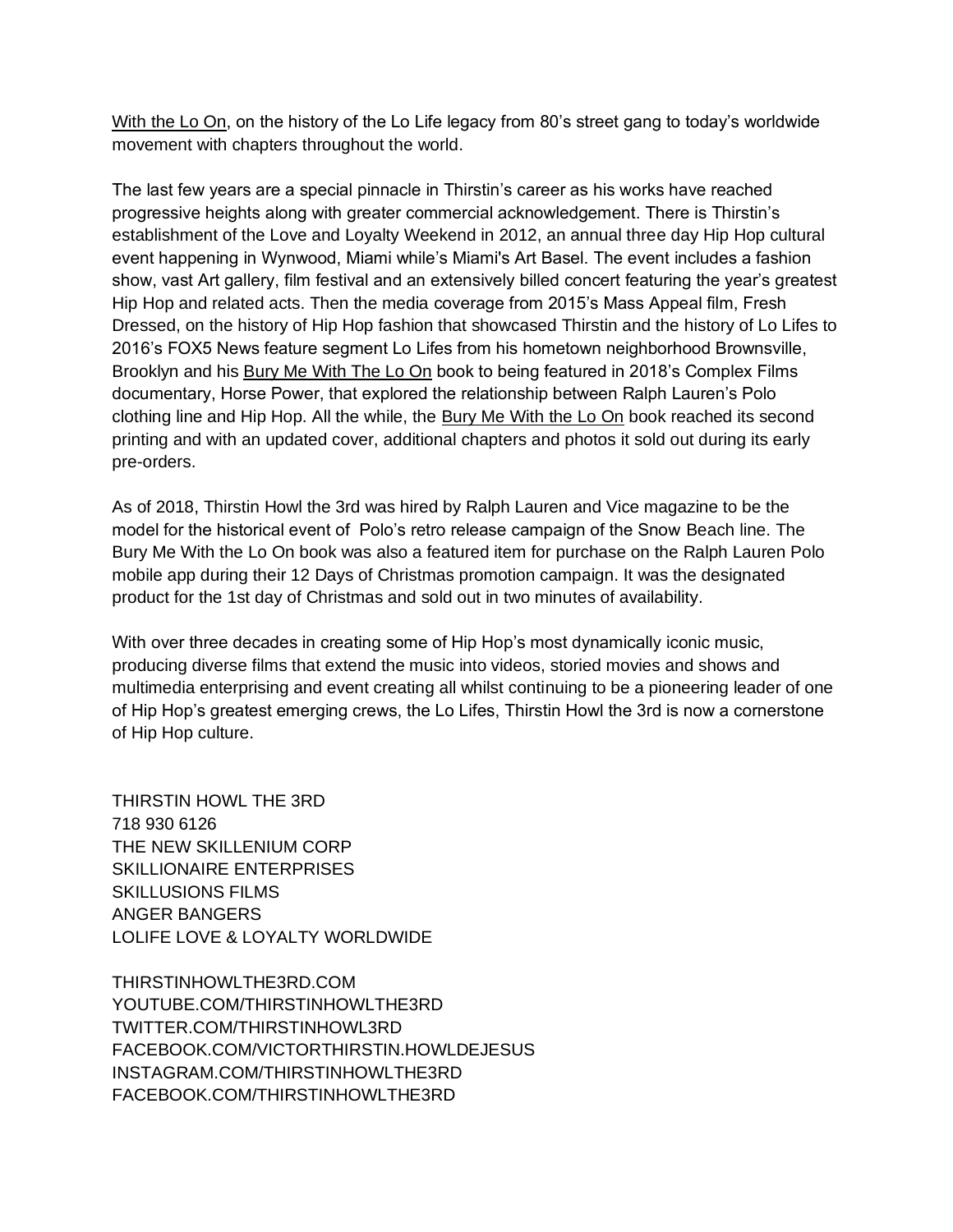With the Lo On, on the history of the Lo Life legacy from 80's street gang to today's worldwide movement with chapters throughout the world.

The last few years are a special pinnacle in Thirstin's career as his works have reached progressive heights along with greater commercial acknowledgement. There is Thirstin's establishment of the Love and Loyalty Weekend in 2012, an annual three day Hip Hop cultural event happening in Wynwood, Miami while's Miami's Art Basel. The event includes a fashion show, vast Art gallery, film festival and an extensively billed concert featuring the year's greatest Hip Hop and related acts. Then the media coverage from 2015's Mass Appeal film, Fresh Dressed, on the history of Hip Hop fashion that showcased Thirstin and the history of Lo Lifes to 2016's FOX5 News feature segment Lo Lifes from his hometown neighborhood Brownsville, Brooklyn and his Bury Me With The Lo On book to being featured in 2018's Complex Films documentary, Horse Power, that explored the relationship between Ralph Lauren's Polo clothing line and Hip Hop. All the while, the Bury Me With the Lo On book reached its second printing and with an updated cover, additional chapters and photos it sold out during its early pre-orders.

As of 2018, Thirstin Howl the 3rd was hired by Ralph Lauren and Vice magazine to be the model for the historical event of Polo's retro release campaign of the Snow Beach line. The Bury Me With the Lo On book was also a featured item for purchase on the Ralph Lauren Polo mobile app during their 12 Days of Christmas promotion campaign. It was the designated product for the 1st day of Christmas and sold out in two minutes of availability.

With over three decades in creating some of Hip Hop's most dynamically iconic music, producing diverse films that extend the music into videos, storied movies and shows and multimedia enterprising and event creating all whilst continuing to be a pioneering leader of one of Hip Hop's greatest emerging crews, the Lo Lifes, Thirstin Howl the 3rd is now a cornerstone of Hip Hop culture.

THIRSTIN HOWL THE 3RD
718 930 6126
THE NEW SKILLENIUM CORP
SKILLIONAIRE ENTERPRISES
SKILLUSIONS FILMS
ANGER BANGERS
LOLIFE LOVE & LOYALTY WORLDWIDE

THIRSTINHOWLTHE3RD.COM
YOUTUBE.COM/THIRSTINHOWLTHE3RD
TWITTER.COM/THIRSTINHOWL3RD
FACEBOOK.COM/VICTORTHIRSTIN.HOWLDEJESUS
INSTAGRAM.COM/THIRSTINHOWLTHE3RD
FACEBOOK.COM/THIRSTINHOWLTHE3RD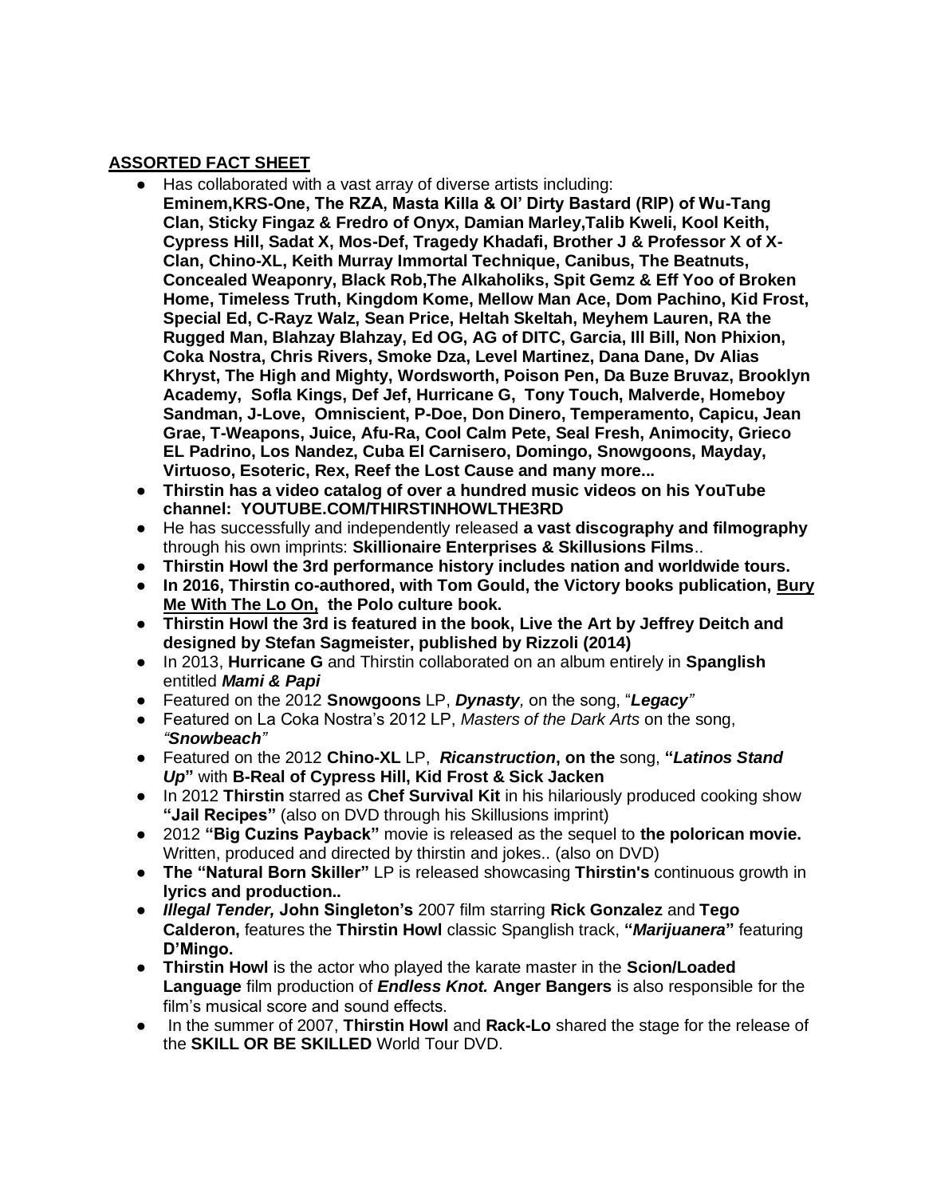## ASSORTED FACT SHEET

- Has collaborated with a vast array of diverse artists including: **Eminem,KRS-One, The RZA, Masta Killa & Ol' Dirty Bastard (RIP) of Wu-Tang Clan, Sticky Fingaz & Fredro of Onyx, Damian Marley,Talib Kweli, Kool Keith, Cypress Hill, Sadat X, Mos-Def, Tragedy Khadafi, Brother J & Professor X of X-Clan, Chino-XL, Keith Murray Immortal Technique, Canibus, The Beatnuts, Concealed Weaponry, Black Rob,The Alkaholiks, Spit Gemz & Eff Yoo of Broken Home, Timeless Truth, Kingdom Kome, Mellow Man Ace, Dom Pachino, Kid Frost, Special Ed, C-Rayz Walz, Sean Price, Heltah Skeltah, Meyhem Lauren, RA the Rugged Man, Blahzay Blahzay, Ed OG, AG of DITC, Garcia, Ill Bill, Non Phixion, Coka Nostra, Chris Rivers, Smoke Dza, Level Martinez, Dana Dane, Dv Alias Khryst, The High and Mighty, Wordsworth, Poison Pen, Da Buze Bruvaz, Brooklyn Academy, Sofla Kings, Def Jef, Hurricane G, Tony Touch, Malverde, Homeboy Sandman, J-Love, Omniscient, P-Doe, Don Dinero, Temperamento, Capicu, Jean Grae, T-Weapons, Juice, Afu-Ra, Cool Calm Pete, Seal Fresh, Animocity, Grieco EL Padrino, Los Nandez, Cuba El Carnisero, Domingo, Snowgoons, Mayday, Virtuoso, Esoteric, Rex, Reef the Lost Cause and many more...**
- **Thirstin has a video catalog of over a hundred music videos on his YouTube channel: YOUTUBE.COM/THIRSTINHOWLTHE3RD**
- He has successfully and independently released **a vast discography and filmography** through his own imprints: **Skillionaire Enterprises & Skillusions Films**..
- **Thirstin Howl the 3rd performance history includes nation and worldwide tours.**
- **In 2016, Thirstin co-authored, with Tom Gould, the Victory books publication, Bury Me With The Lo On, the Polo culture book.**
- **Thirstin Howl the 3rd is featured in the book, Live the Art by Jeffrey Deitch and designed by Stefan Sagmeister, published by Rizzoli (2014)**
- In 2013, **Hurricane G** and Thirstin collaborated on an album entirely in **Spanglish** entitled ***Mami & Papi***
- Featured on the 2012 **Snowgoons** LP, ***Dynasty***, on the song, "***Legacy***"
- Featured on La Coka Nostra's 2012 LP, *Masters of the Dark Arts* on the song, *"**Snowbeach**"*
- Featured on the 2012 **Chino-XL** LP, ***Ricanstruction*****, on the** song, **"*Latinos Stand Up*"** with **B-Real of Cypress Hill, Kid Frost & Sick Jacken**
- In 2012 **Thirstin** starred as **Chef Survival Kit** in his hilariously produced cooking show **"Jail Recipes"** (also on DVD through his Skillusions imprint)
- 2012 **"Big Cuzins Payback"** movie is released as the sequel to **the poloricans movie.** Written, produced and directed by thirstin and jokes.. (also on DVD)
- **The "Natural Born Skiller"** LP is released showcasing **Thirstin's** continuous growth in **lyrics and production..**
- ***Illegal Tender,*** **John Singleton's** 2007 film starring **Rick Gonzalez** and **Tego Calderon,** features the **Thirstin Howl** classic Spanglish track, **"*Marijuanera*"** featuring **D'Mingo.**
- **Thirstin Howl** is the actor who played the karate master in the **Scion/Loaded Language** film production of ***Endless Knot.*** **Anger Bangers** is also responsible for the film's musical score and sound effects.
- In the summer of 2007, **Thirstin Howl** and **Rack-Lo** shared the stage for the release of the **SKILL OR BE SKILLED** World Tour DVD.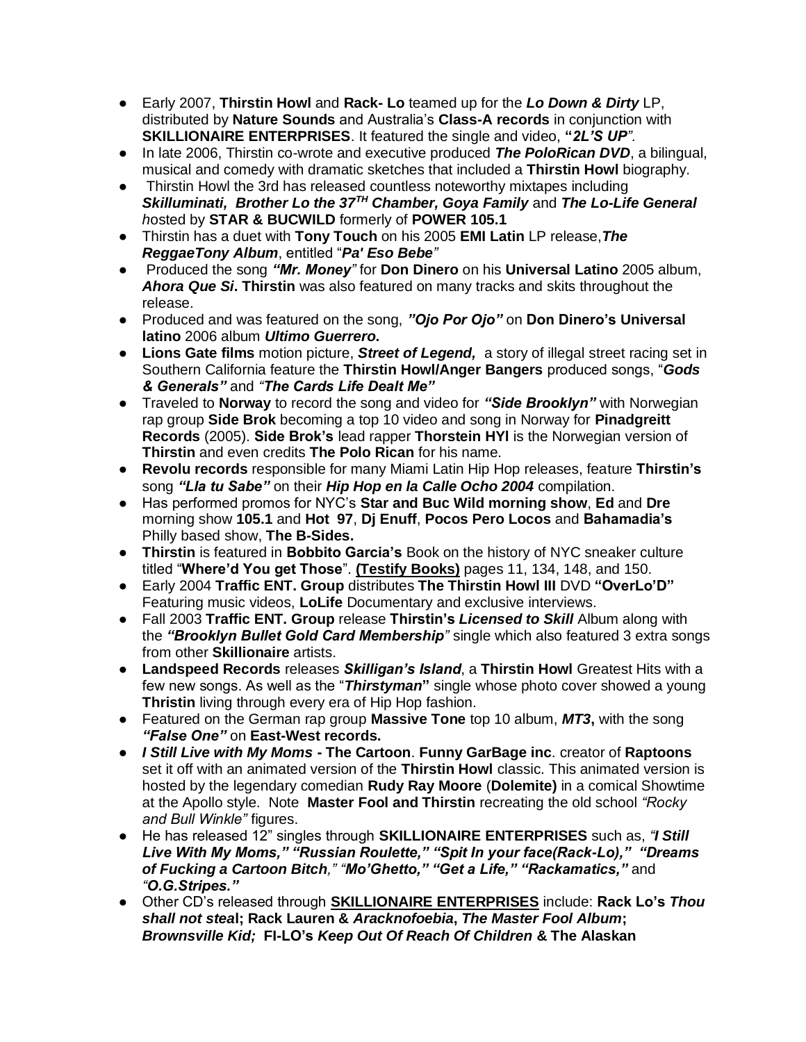- Early 2007, **Thirstin Howl** and **Rack- Lo** teamed up for the ***Lo Down & Dirty*** LP, distributed by **Nature Sounds** and Australia's **Class-A records** in conjunction with **SKILLIONAIRE ENTERPRISES**. It featured the single and video, **"*2L'S UP*"**.
- In late 2006, Thirstin co-wrote and executive produced ***The PoloRican DVD***, a bilingual, musical and comedy with dramatic sketches that included a **Thirstin Howl** biography.
- Thirstin Howl the 3rd has released countless noteworthy mixtapes including ***Skilluminati, Brother Lo the 37$^{TH}$ Chamber, Goya Family*** and ***The Lo-Life General*** *h*osted by **STAR & BUCWILD** formerly of **POWER 105.1**
- Thirstin has a duet with **Tony Touch** on his 2005 **EMI Latin** LP release,***The ReggaeTony Album***, entitled "***Pa' Eso Bebe***"
- Produced the song ***"Mr. Money"*** for **Don Dinero** on his **Universal Latino** 2005 album, ***Ahora Que Si*****. Thirstin** was also featured on many tracks and skits throughout the release.
- Produced and was featured on the song, ***"Ojo Por Ojo"*** on **Don Dinero's Universal latino** 2006 album ***Ultimo Guerrero*****.**
- **Lions Gate films** motion picture, ***Street of Legend,*** a story of illegal street racing set in Southern California feature the **Thirstin Howl/Anger Bangers** produced songs, "***Gods & Generals"*** and *"**The Cards Life Dealt Me"***
- Traveled to **Norway** to record the song and video for ***"Side Brooklyn"*** with Norwegian rap group **Side Brok** becoming a top 10 video and song in Norway for **Pinadgreitt Records** (2005). **Side Brok's** lead rapper **Thorstein HYl** is the Norwegian version of **Thirstin** and even credits **The Polo Rican** for his name.
- **Revolu records** responsible for many Miami Latin Hip Hop releases, feature **Thirstin's** song ***"Lla tu Sabe"*** on their ***Hip Hop en la Calle Ocho 2004*** compilation.
- Has performed promos for NYC's **Star and Buc Wild morning show**, **Ed** and **Dre** morning show **105.1** and **Hot 97**, **Dj Enuff**, **Pocos Pero Locos** and **Bahamadia's** Philly based show, **The B-Sides.**
- **Thirstin** is featured in **Bobbito Garcia's** Book on the history of NYC sneaker culture titled "**Where'd You get Those**". **(Testify Books)** pages 11, 134, 148, and 150.
- Early 2004 **Traffic ENT. Group** distributes **The Thirstin Howl III** DVD **"OverLo'D"** Featuring music videos, **LoLife** Documentary and exclusive interviews.
- Fall 2003 **Traffic ENT. Group** release **Thirstin's** ***Licensed to Skill*** Album along with the ***"Brooklyn Bullet Gold Card Membership"*** single which also featured 3 extra songs from other **Skillionaire** artists.
- **Landspeed Records** releases ***Skilligan's Island***, a **Thirstin Howl** Greatest Hits with a few new songs. As well as the "***Thirstyman*"** single whose photo cover showed a young **Thristin** living through every era of Hip Hop fashion.
- Featured on the German rap group **Massive Tone** top 10 album, ***MT3*****,** with the song ***"False One"*** on **East-West records.**
- ***I Still Live with My Moms*** **- The Cartoon**. **Funny GarBage inc**. creator of **Raptoons** set it off with an animated version of the **Thirstin Howl** classic. This animated version is hosted by the legendary comedian **Rudy Ray Moore** (**Dolemite)** in a comical Showtime at the Apollo style. Note **Master Fool and Thirstin** recreating the old school *"Rocky and Bull Winkle"* figures.
- He has released 12" singles through **SKILLIONAIRE ENTERPRISES** such as, ***"I Still Live With My Moms," "Russian Roulette," "Spit In your face(Rack-Lo)," "Dreams of Fucking a Cartoon Bitch," "Mo'Ghetto," "Get a Life," "Rackamatics,"*** and ***"O.G.Stripes."***
- Other CD's released through **SKILLIONAIRE ENTERPRISES** include: **Rack Lo's** ***Thou shall not steal*****; Rack Lauren &** ***Aracknofoebia*****,** ***The Master Fool Album*****;** ***Brownsville Kid;*** **FI-LO's** ***Keep Out Of Reach Of Children*** **& The Alaskan**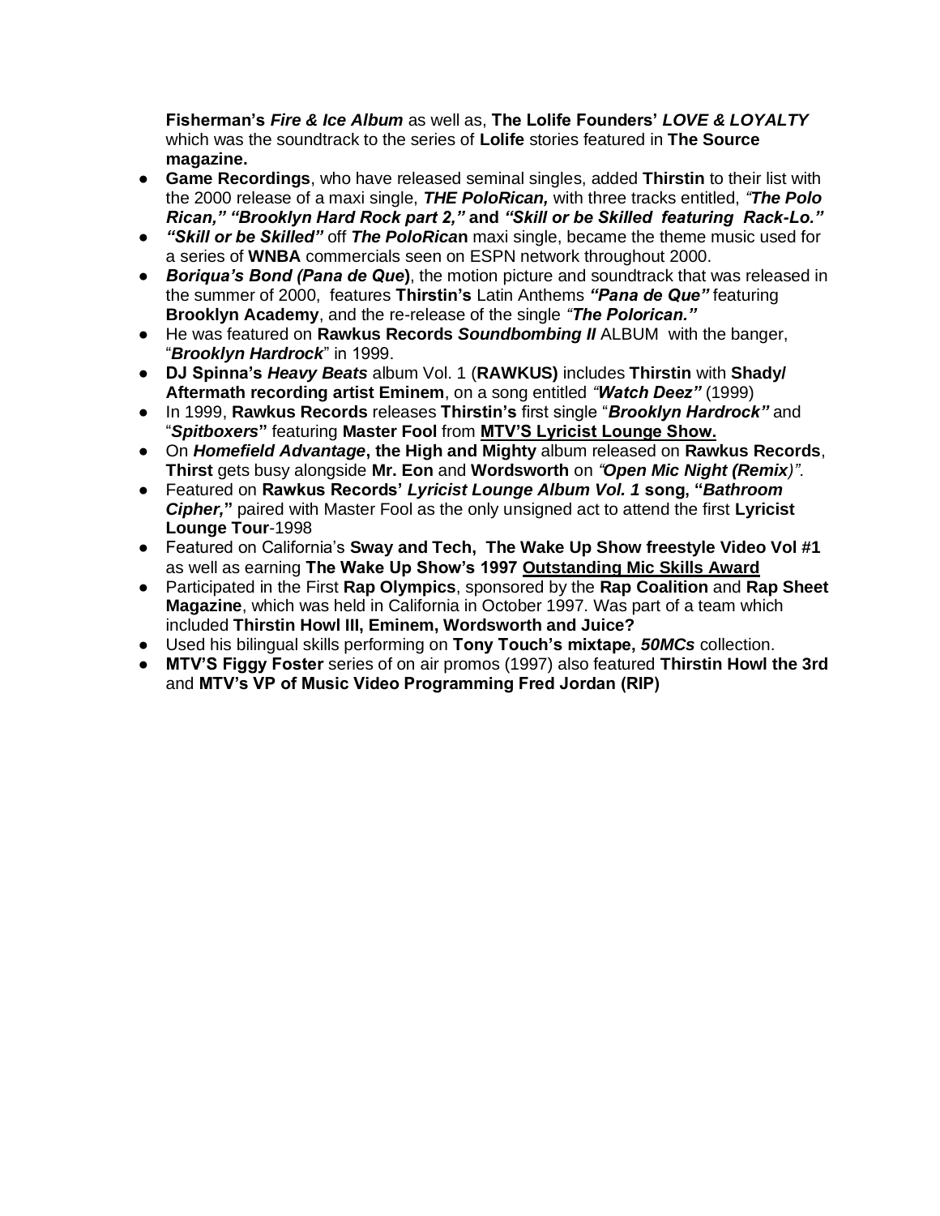**Fisherman's** ***Fire & Ice Album*** as well as, **The Lolife Founders'** ***LOVE & LOYALTY*** which was the soundtrack to the series of **Lolife** stories featured in **The Source magazine.**

- **Game Recordings**, who have released seminal singles, added **Thirstin** to their list with the 2000 release of a maxi single, ***THE PoloRican,*** with three tracks entitled, ***"The Polo Rican," "Brooklyn Hard Rock part 2,"*** **and** ***"Skill or be Skilled featuring Rack-Lo."***
- ***"Skill or be Skilled"*** off ***The PoloRican*** maxi single, became the theme music used for a series of **WNBA** commercials seen on ESPN network throughout 2000.
- ***Boriqua's Bond (Pana de Que)***, the motion picture and soundtrack that was released in the summer of 2000, features **Thirstin's** Latin Anthems ***"Pana de Que"*** featuring **Brooklyn Academy**, and the re-release of the single *"**The Polorican."***
- He was featured on **Rawkus Records** ***Soundbombing II*** ALBUM with the banger, "***Brooklyn Hardrock***" in 1999.
- **DJ Spinna's** ***Heavy Beats*** album Vol. 1 (**RAWKUS)** includes **Thirstin** with **Shady/ Aftermath recording artist Eminem**, on a song entitled *"**Watch Deez"*** (1999)
- In 1999, **Rawkus Records** releases **Thirstin's** first single "***Brooklyn Hardrock"*** and "***Spitboxers*"** featuring **Master Fool** from **<u>MTV'S Lyricist Lounge Show.</u>**
- On ***Homefield Advantage*, the High and Mighty** album released on **Rawkus Records**, **Thirst** gets busy alongside **Mr. Eon** and **Wordsworth** on *"**Open Mic Night (Remix**)".*
- Featured on **Rawkus Records'** ***Lyricist Lounge Album Vol. 1*** **song, "*Bathroom Cipher,*"** paired with Master Fool as the only unsigned act to attend the first **Lyricist Lounge Tour**-1998
- Featured on California's **Sway and Tech, The Wake Up Show freestyle Video Vol #1** as well as earning **The Wake Up Show's 1997 <u>Outstanding Mic Skills Award</u>**
- Participated in the First **Rap Olympics**, sponsored by the **Rap Coalition** and **Rap Sheet Magazine**, which was held in California in October 1997. Was part of a team which included **Thirstin Howl III, Eminem, Wordsworth and Juice?**
- Used his bilingual skills performing on **Tony Touch's mixtape, *50MCs*** collection.
- **MTV'S Figgy Foster** series of on air promos (1997) also featured **Thirstin Howl the 3rd** and **MTV's VP of Music Video Programming Fred Jordan (RIP)**